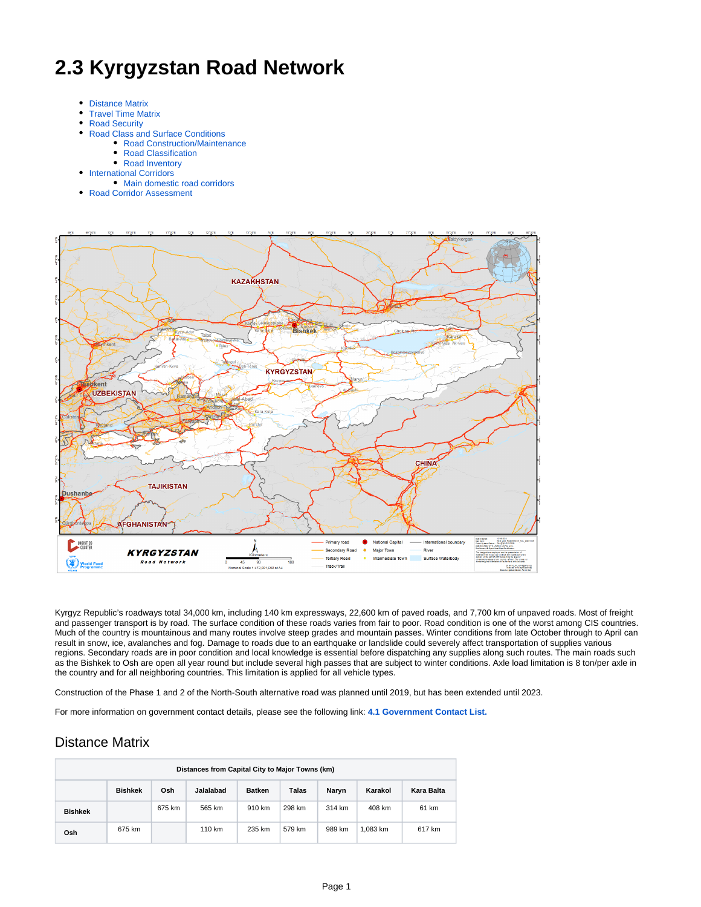# 2.3 Kyrgyzstan Road Network

- Distance Matrix
- Travel Time Matrix
- Road Security
- Road Class and Surface Conditions
  - Road Construction/Maintenance
  - Road Classification
  - Road Inventory
- International Corridors
  - Main domestic road corridors
- Road Corridor Assessment

Kyrgyz Republic's roadways total 34,000 km, including 140 km expressways, 22,600 km of paved roads, and 7,700 km of unpaved roads. Most of freight and passenger transport is by road. The surface condition of these roads varies from fair to poor. Road condition is one of the worst among CIS countries. Much of the country is mountainous and many routes involve steep grades and mountain passes. Winter conditions from late October through to April can result in snow, ice, avalanches and fog. Damage to roads due to an earthquake or landslide could severely affect transportation of supplies various regions. Secondary roads are in poor condition and local knowledge is essential before dispatching any supplies along such routes. The main roads such as the Bishkek to Osh are open all year round but include several high passes that are subject to winter conditions. Axle load limitation is 8 ton/per axle in the country and for all neighboring countries. This limitation is applied for all vehicle types.

Construction of the Phase 1 and 2 of the North-South alternative road was planned until 2019, but has been extended until 2023.

For more information on government contact details, please see the following link: **4.1 Government Contact List.**

## Distance Matrix

| Distances from Capital City to Major Towns (km) | | | | | | | | |
|---|---|---|---|---|---|---|---|---|
| | **Bishkek** | **Osh** | **Jalalabad** | **Batken** | **Talas** | **Naryn** | **Karakol** | **Kara Balta** |
| **Bishkek** | | 675 km | 565 km | 910 km | 298 km | 314 km | 408 km | 61 km |
| **Osh** | 675 km | | 110 km | 235 km | 579 km | 989 km | 1,083 km | 617 km |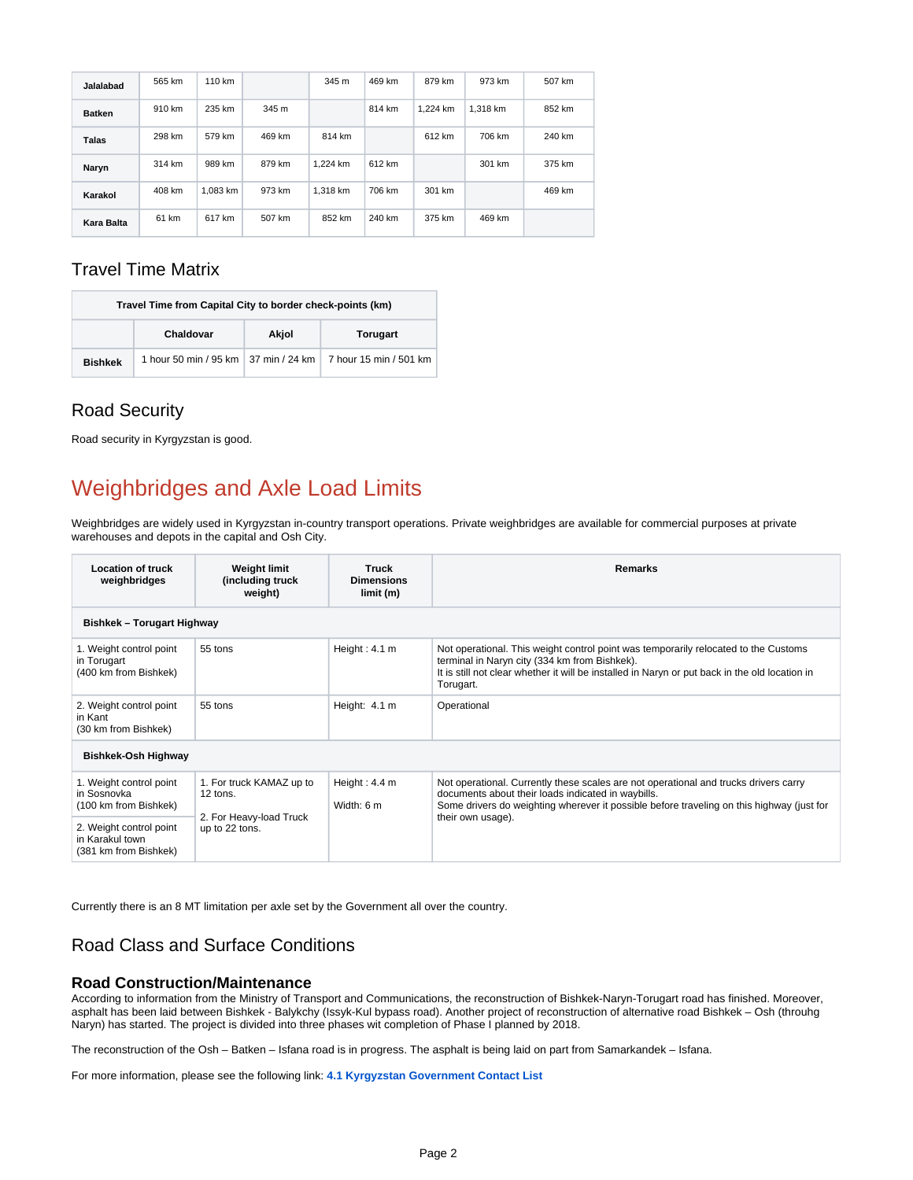| Jalalabad | 565 km | 110 km | | 345 m | 469 km | 879 km | 973 km | 507 km |
|---|---|---|---|---|---|---|---|---|
| Batken | 910 km | 235 km | 345 m | | 814 km | 1,224 km | 1,318 km | 852 km |
| Talas | 298 km | 579 km | 469 km | 814 km | | 612 km | 706 km | 240 km |
| Naryn | 314 km | 989 km | 879 km | 1,224 km | 612 km | | 301 km | 375 km |
| Karakol | 408 km | 1,083 km | 973 km | 1,318 km | 706 km | 301 km | | 469 km |
| Kara Balta | 61 km | 617 km | 507 km | 852 km | 240 km | 375 km | 469 km | |

## Travel Time Matrix

| Travel Time from Capital City to border check-points (km) | | | |
|---|---|---|---|
| | Chaldovar | Akjol | Torugart |
| Bishkek | 1 hour 50 min / 95 km | 37 min / 24 km | 7 hour 15 min / 501 km |

## Road Security

Road security in Kyrgyzstan is good.

# Weighbridges and Axle Load Limits

Weighbridges are widely used in Kyrgyzstan in-country transport operations. Private weighbridges are available for commercial purposes at private warehouses and depots in the capital and Osh City.

| Location of truck weighbridges | Weight limit (including truck weight) | Truck Dimensions limit (m) | Remarks |
|---|---|---|---|
| **Bishkek – Torugart Highway** | | | |
| 1. Weight control point in Torugart (400 km from Bishkek) | 55 tons | Height : 4.1 m | Not operational. This weight control point was temporarily relocated to the Customs terminal in Naryn city (334 km from Bishkek). It is still not clear whether it will be installed in Naryn or put back in the old location in Torugart. |
| 2. Weight control point in Kant (30 km from Bishkek) | 55 tons | Height: 4.1 m | Operational |
| **Bishkek-Osh Highway** | | | |
| 1. Weight control point in Sosnovka (100 km from Bishkek) | 1. For truck KAMAZ up to 12 tons. 2. For Heavy-load Truck up to 22 tons. | Height : 4.4 m Width: 6 m | Not operational. Currently these scales are not operational and trucks drivers carry documents about their loads indicated in waybills. Some drivers do weighting wherever it possible before traveling on this highway (just for their own usage). |
| 2. Weight control point in Karakul town (381 km from Bishkek) | | | |

Currently there is an 8 MT limitation per axle set by the Government all over the country.

## Road Class and Surface Conditions

### Road Construction/Maintenance

According to information from the Ministry of Transport and Communications, the reconstruction of Bishkek-Naryn-Torugart road has finished. Moreover, asphalt has been laid between Bishkek - Balykchy (Issyk-Kul bypass road). Another project of reconstruction of alternative road Bishkek – Osh (throuhg Naryn) has started. The project is divided into three phases wit completion of Phase I planned by 2018.

The reconstruction of the Osh – Batken – Isfana road is in progress. The asphalt is being laid on part from Samarkandek – Isfana.

For more information, please see the following link: **4.1 Kyrgyzstan Government Contact List**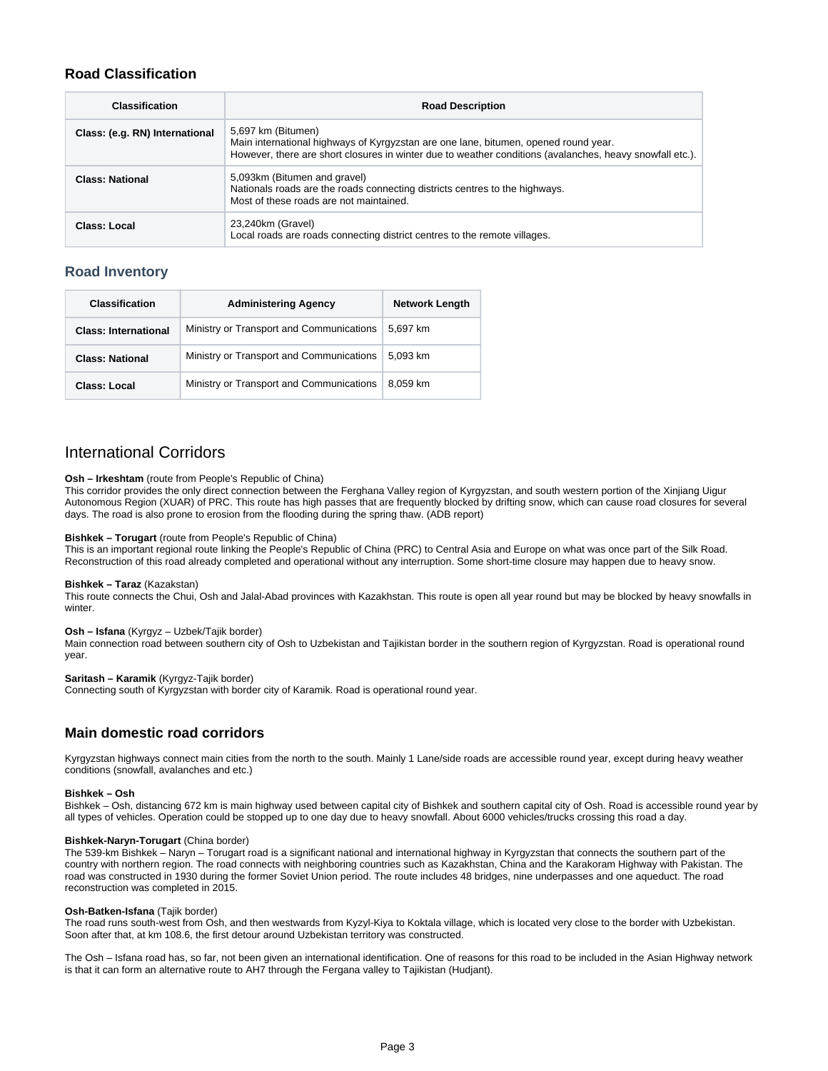## Road Classification

| Classification | Road Description |
| --- | --- |
| **Class: (e.g. RN) International** | 5,697 km (Bitumen)<br>Main international highways of Kyrgyzstan are one lane, bitumen, opened round year.<br>However, there are short closures in winter due to weather conditions (avalanches, heavy snowfall etc.). |
| **Class: National** | 5,093km (Bitumen and gravel)<br>Nationals roads are the roads connecting districts centres to the highways.<br>Most of these roads are not maintained. |
| **Class: Local** | 23,240km (Gravel)<br>Local roads are roads connecting district centres to the remote villages. |

## Road Inventory

| Classification | Administering Agency | Network Length |
| --- | --- | --- |
| **Class: International** | Ministry or Transport and Communications | 5,697 km |
| **Class: National** | Ministry or Transport and Communications | 5,093 km |
| **Class: Local** | Ministry or Transport and Communications | 8,059 km |

# International Corridors

**Osh – Irkeshtam** (route from People's Republic of China)
This corridor provides the only direct connection between the Ferghana Valley region of Kyrgyzstan, and south western portion of the Xinjiang Uigur Autonomous Region (XUAR) of PRC. This route has high passes that are frequently blocked by drifting snow, which can cause road closures for several days. The road is also prone to erosion from the flooding during the spring thaw. (ADB report)

**Bishkek – Torugart** (route from People's Republic of China)
This is an important regional route linking the People's Republic of China (PRC) to Central Asia and Europe on what was once part of the Silk Road. Reconstruction of this road already completed and operational without any interruption. Some short-time closure may happen due to heavy snow.

**Bishkek – Taraz** (Kazakstan)
This route connects the Chui, Osh and Jalal-Abad provinces with Kazakhstan. This route is open all year round but may be blocked by heavy snowfalls in winter.

**Osh – Isfana** (Kyrgyz – Uzbek/Tajik border)
Main connection road between southern city of Osh to Uzbekistan and Tajikistan border in the southern region of Kyrgyzstan. Road is operational round year.

**Saritash – Karamik** (Kyrgyz-Tajik border)
Connecting south of Kyrgyzstan with border city of Karamik. Road is operational round year.

## Main domestic road corridors

Kyrgyzstan highways connect main cities from the north to the south. Mainly 1 Lane/side roads are accessible round year, except during heavy weather conditions (snowfall, avalanches and etc.)

**Bishkek – Osh**
Bishkek – Osh, distancing 672 km is main highway used between capital city of Bishkek and southern capital city of Osh. Road is accessible round year by all types of vehicles. Operation could be stopped up to one day due to heavy snowfall. About 6000 vehicles/trucks crossing this road a day.

**Bishkek-Naryn-Torugart** (China border)
The 539-km Bishkek – Naryn – Torugart road is a significant national and international highway in Kyrgyzstan that connects the southern part of the country with northern region. The road connects with neighboring countries such as Kazakhstan, China and the Karakoram Highway with Pakistan. The road was constructed in 1930 during the former Soviet Union period. The route includes 48 bridges, nine underpasses and one aqueduct. The road reconstruction was completed in 2015.

**Osh-Batken-Isfana** (Tajik border)
The road runs south-west from Osh, and then westwards from Kyzyl-Kiya to Koktala village, which is located very close to the border with Uzbekistan. Soon after that, at km 108.6, the first detour around Uzbekistan territory was constructed.

The Osh – Isfana road has, so far, not been given an international identification. One of reasons for this road to be included in the Asian Highway network is that it can form an alternative route to AH7 through the Fergana valley to Tajikistan (Hudjant).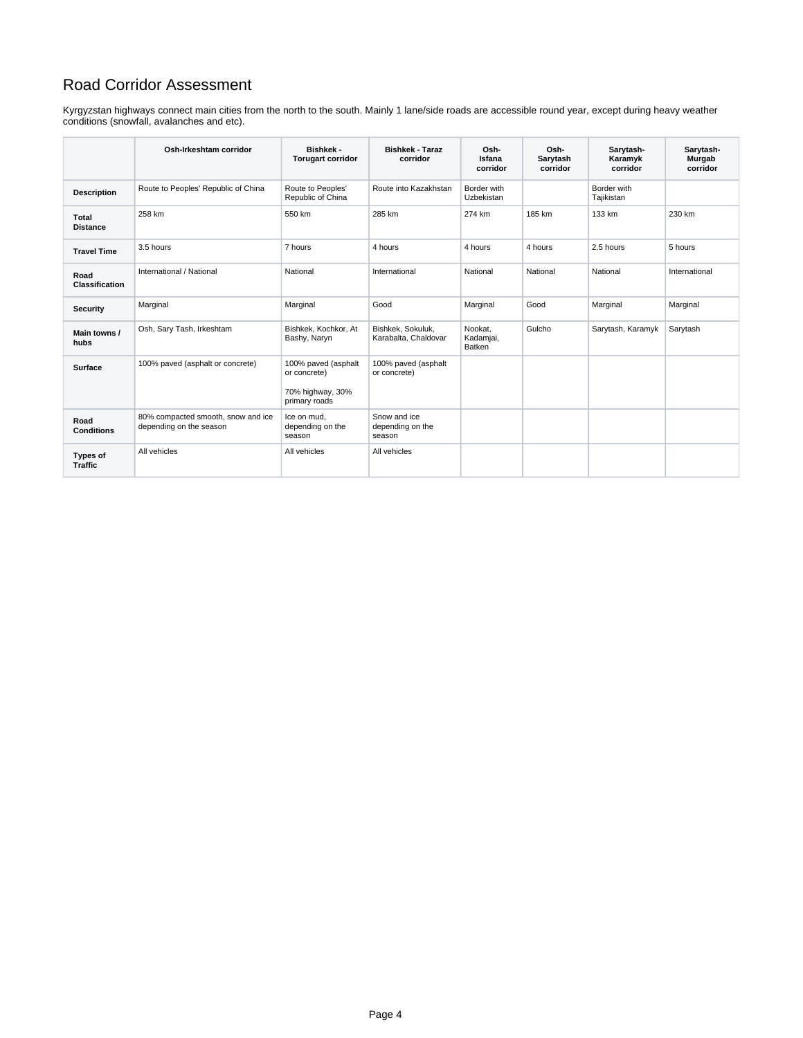# Road Corridor Assessment

Kyrgyzstan highways connect main cities from the north to the south. Mainly 1 lane/side roads are accessible round year, except during heavy weather conditions (snowfall, avalanches and etc).

| | Osh-Irkeshtam corridor | Bishkek - Torugart corridor | Bishkek - Taraz corridor | Osh-Isfana corridor | Osh-Sarytash corridor | Sarytash-Karamyk corridor | Sarytash-Murgab corridor |
|---|---|---|---|---|---|---|---|
| **Description** | Route to Peoples' Republic of China | Route to Peoples' Republic of China | Route into Kazakhstan | Border with Uzbekistan | | Border with Tajikistan | |
| **Total Distance** | 258 km | 550 km | 285 km | 274 km | 185 km | 133 km | 230 km |
| **Travel Time** | 3.5 hours | 7 hours | 4 hours | 4 hours | 4 hours | 2.5 hours | 5 hours |
| **Road Classification** | International / National | National | International | National | National | National | International |
| **Security** | Marginal | Marginal | Good | Marginal | Good | Marginal | Marginal |
| **Main towns / hubs** | Osh, Sary Tash, Irkeshtam | Bishkek, Kochkor, At Bashy, Naryn | Bishkek, Sokuluk, Karabalta, Chaldovar | Nookat, Kadamjai, Batken | Gulcho | Sarytash, Karamyk | Sarytash |
| **Surface** | 100% paved (asphalt or concrete) | 100% paved (asphalt or concrete)<br><br>70% highway, 30% primary roads | 100% paved (asphalt or concrete) | | | | |
| **Road Conditions** | 80% compacted smooth, snow and ice depending on the season | Ice on mud, depending on the season | Snow and ice depending on the season | | | | |
| **Types of Traffic** | All vehicles | All vehicles | All vehicles | | | | |